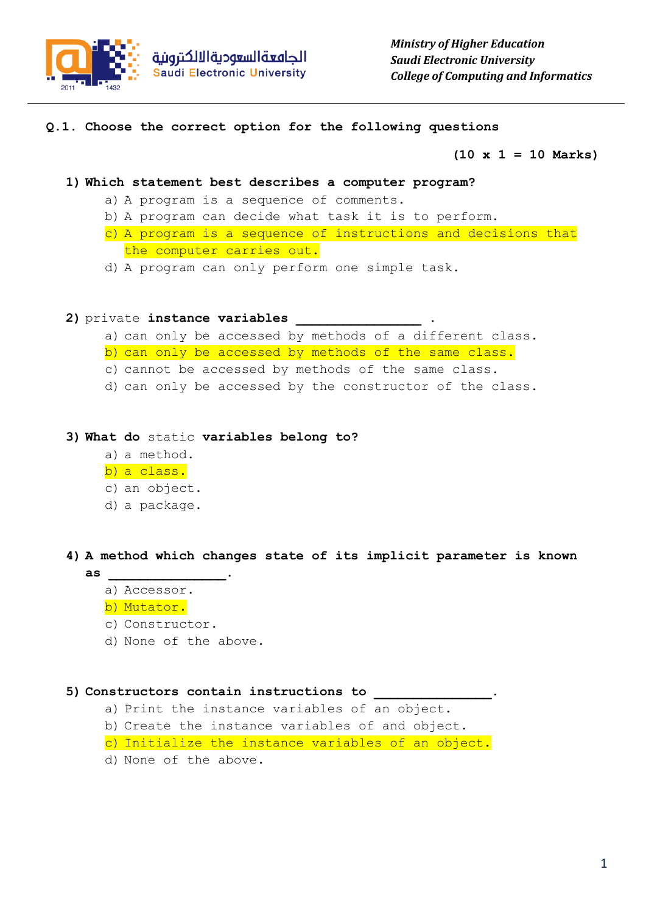الجامعة السعودية الالكترونية
Saudi Electronic University

*Ministry of Higher Education*
*Saudi Electronic University*
*College of Computing and Informatics*

**Q.1. Choose the correct option for the following questions**

**(10 x 1 = 10 Marks)**

1) **Which statement best describes a computer program?**
   a) A program is a sequence of comments.
   b) A program can decide what task it is to perform.
   c) A program is a sequence of instructions and decisions that the computer carries out.
   d) A program can only perform one simple task.

2) private **instance variables \_\_\_\_\_\_\_\_\_\_\_\_\_\_\_\_ .**
   a) can only be accessed by methods of a different class.
   b) can only be accessed by methods of the same class.
   c) cannot be accessed by methods of the same class.
   d) can only be accessed by the constructor of the class.

3) **What do** static **variables belong to?**
   a) a method.
   b) a class.
   c) an object.
   d) a package.

4) **A method which changes state of its implicit parameter is known as \_\_\_\_\_\_\_\_\_\_\_\_\_\_\_.**
   a) Accessor.
   b) Mutator.
   c) Constructor.
   d) None of the above.

5) **Constructors contain instructions to \_\_\_\_\_\_\_\_\_\_\_\_\_\_\_.**
   a) Print the instance variables of an object.
   b) Create the instance variables of and object.
   c) Initialize the instance variables of an object.
   d) None of the above.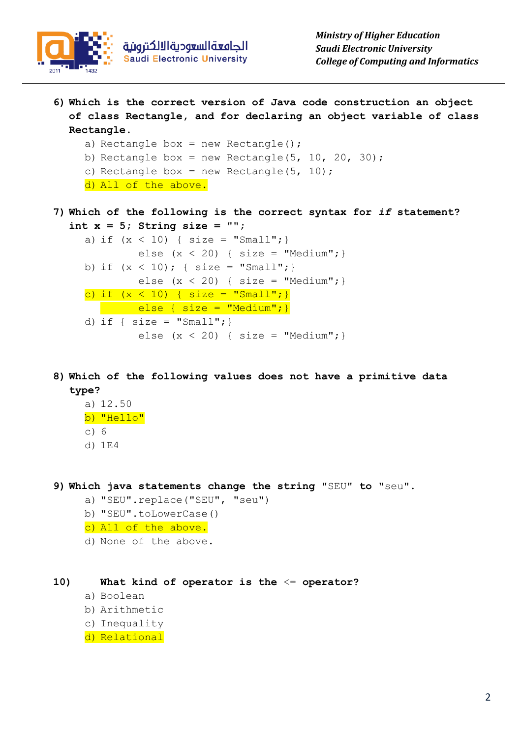6) **Which is the correct version of Java code construction an object of class Rectangle, and for declaring an object variable of class Rectangle.**

a) Rectangle box = new Rectangle();
b) Rectangle box = new Rectangle(5, 10, 20, 30);
c) Rectangle box = new Rectangle(5, 10);
d) All of the above.

7) **Which of the following is the correct syntax for *if* statement?**
**int x = 5; String size = "";**

a)
```
if (x < 10) { size = "Small";}
      else (x < 20) { size = "Medium";}
```
b)
```
if (x < 10); { size = "Small";}
      else (x < 20) { size = "Medium";}
```
c)
```
if (x < 10) { size = "Small";}
      else { size = "Medium";}
```
d)
```
if { size = "Small";}
      else (x < 20) { size = "Medium";}
```

8) **Which of the following values does not have a primitive data type?**

a) 12.50
b) "Hello"
c) 6
d) 1E4

9) **Which java statements change the string** "SEU" **to** "seu".

a) "SEU".replace("SEU", "seu")
b) "SEU".toLowerCase()
c) All of the above.
d) None of the above.

10) **What kind of operator is the** <= **operator?**

a) Boolean
b) Arithmetic
c) Inequality
d) Relational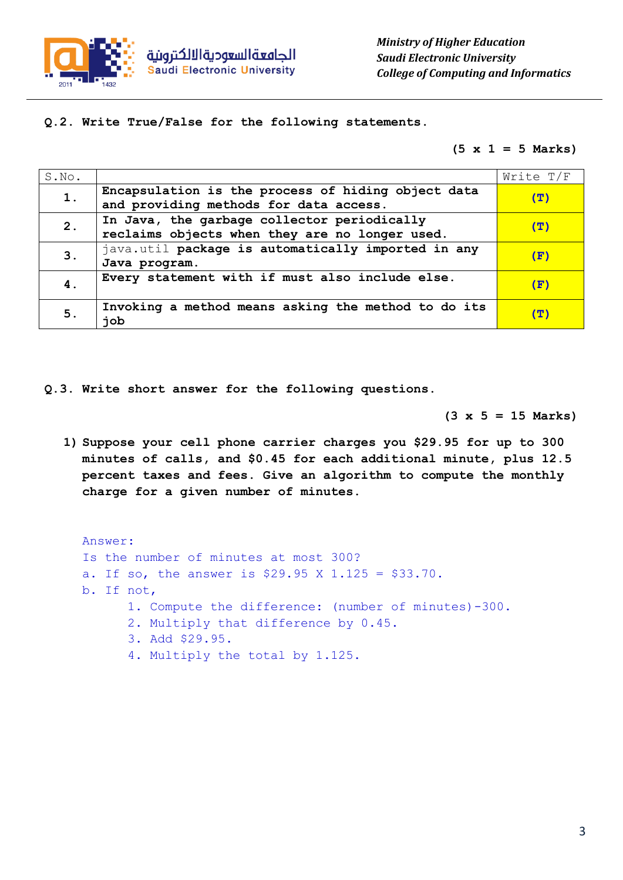*Ministry of Higher Education*
*Saudi Electronic University*
*College of Computing and Informatics*

Saudi Electronic University الجامعة السعودية الالكترونية

2011 1432

**Q.2. Write True/False for the following statements.**

**(5 x 1 = 5 Marks)**

| S.No. | | Write T/F |
|---|---|---|
| **1.** | **Encapsulation is the process of hiding object data and providing methods for data access.** | **(T)** |
| **2.** | **In Java, the garbage collector periodically reclaims objects when they are no longer used.** | **(T)** |
| **3.** | java.util **package is automatically imported in any Java program.** | **(F)** |
| **4.** | **Every statement with if must also include else.** | **(F)** |
| **5.** | **Invoking a method means asking the method to do its job** | **(T)** |

**Q.3. Write short answer for the following questions.**

**(3 x 5 = 15 Marks)**

**1) Suppose your cell phone carrier charges you $29.95 for up to 300 minutes of calls, and $0.45 for each additional minute, plus 12.5 percent taxes and fees. Give an algorithm to compute the monthly charge for a given number of minutes.**

Answer:

Is the number of minutes at most 300?

a. If so, the answer is $29.95 X 1.125 = $33.70.

b. If not,

1. Compute the difference: (number of minutes)-300.
2. Multiply that difference by 0.45.
3. Add $29.95.
4. Multiply the total by 1.125.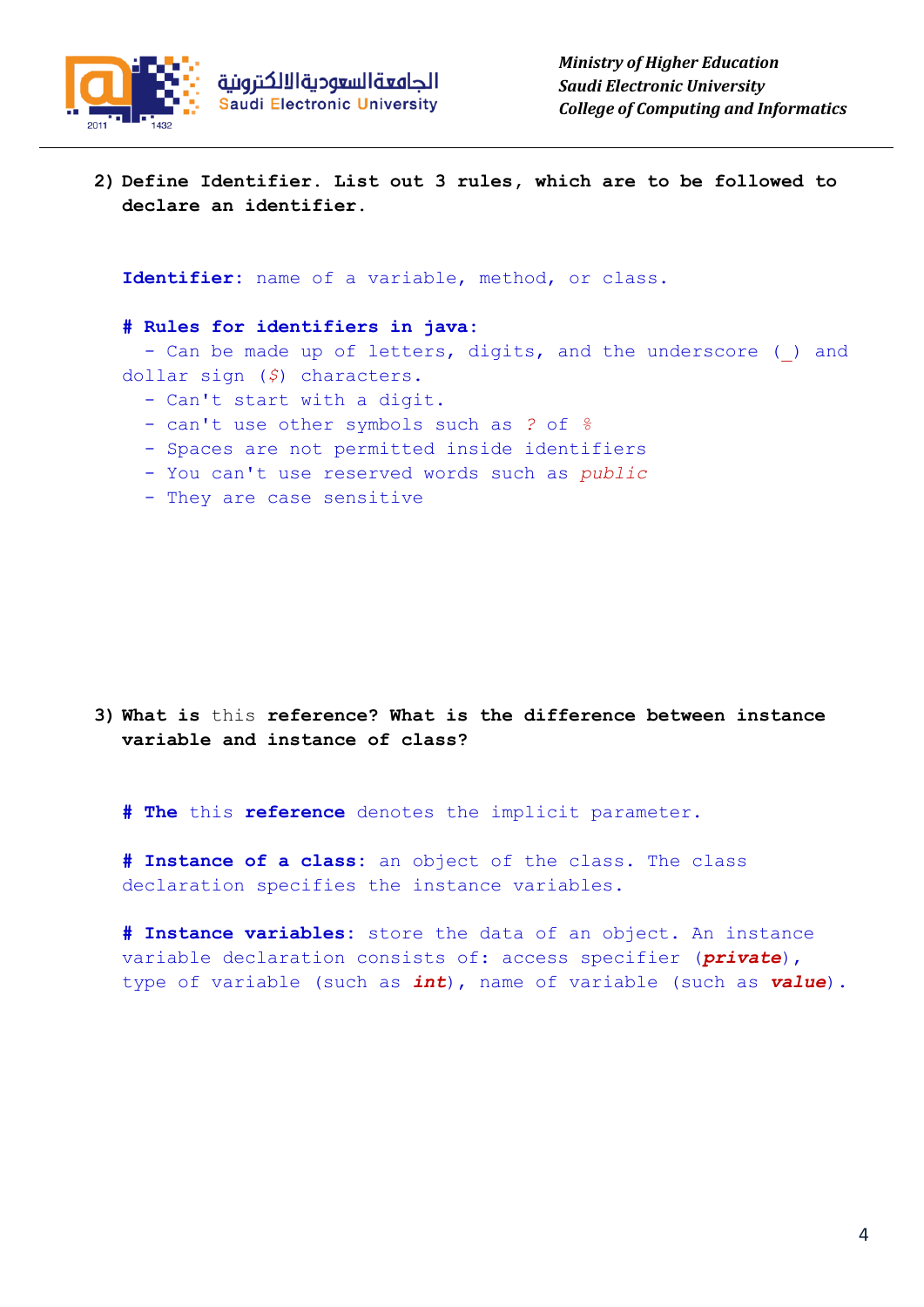2) **Define Identifier. List out 3 rules, which are to be followed to declare an identifier.**

**Identifier:** name of a variable, method, or class.

**# Rules for identifiers in java:**

- Can be made up of letters, digits, and the underscore (_) and dollar sign (*$*) characters.
- Can't start with a digit.
- can't use other symbols such as *?* of *%*
- Spaces are not permitted inside identifiers
- You can't use reserved words such as *public*
- They are case sensitive

3) **What is** this **reference? What is the difference between instance variable and instance of class?**

**# The** this **reference** denotes the implicit parameter.

**# Instance of a class:** an object of the class. The class declaration specifies the instance variables.

**# Instance variables:** store the data of an object. An instance variable declaration consists of: access specifier (***private***), type of variable (such as ***int***), name of variable (such as ***value***).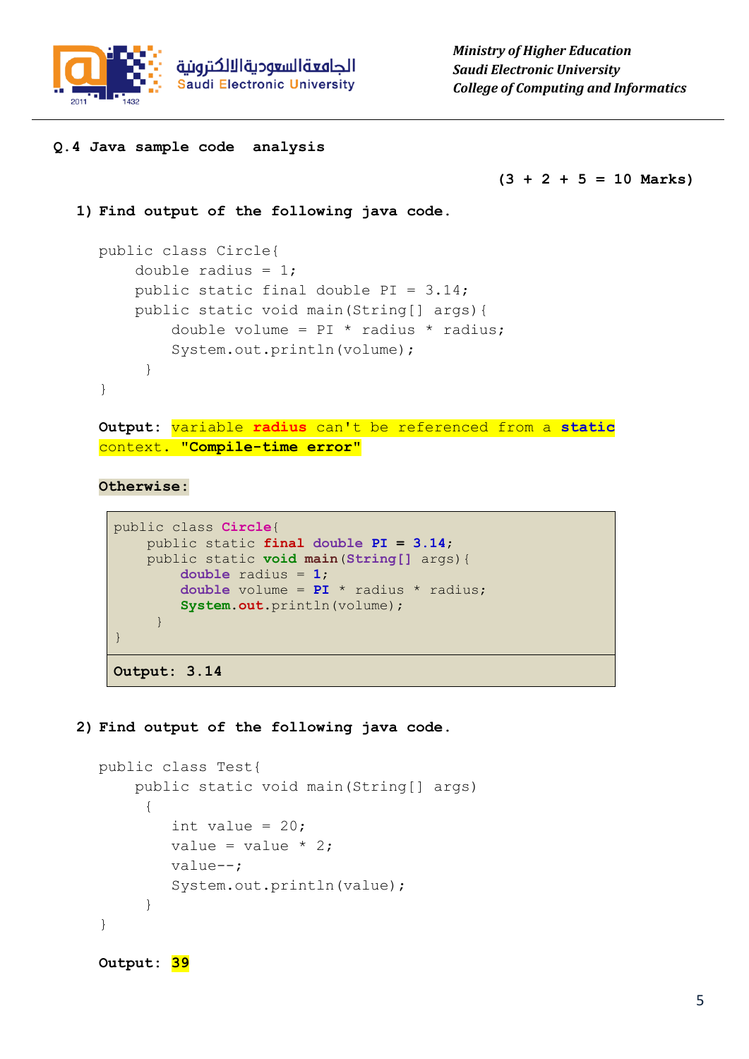Ministry of Higher Education
Saudi Electronic University
College of Computing and Informatics

**Q.4 Java sample code analysis**

**(3 + 2 + 5 = 10 Marks)**

**1) Find output of the following java code.**

```
public class Circle{
    double radius = 1;
    public static final double PI = 3.14;
    public static void main(String[] args){
        double volume = PI * radius * radius;
        System.out.println(volume);
     }
}
```

**Output:** variable **radius** can't be referenced from a **static** context. **"Compile-time error"**

**Otherwise:**

```
public class Circle{
    public static final double PI = 3.14;
    public static void main(String[] args){
        double radius = 1;
        double volume = PI * radius * radius;
        System.out.println(volume);
     }
}
```

**Output: 3.14**

**2) Find output of the following java code.**

```
public class Test{
    public static void main(String[] args)
     {
        int value = 20;
        value = value * 2;
        value--;
        System.out.println(value);
     }
}
```

**Output: 39**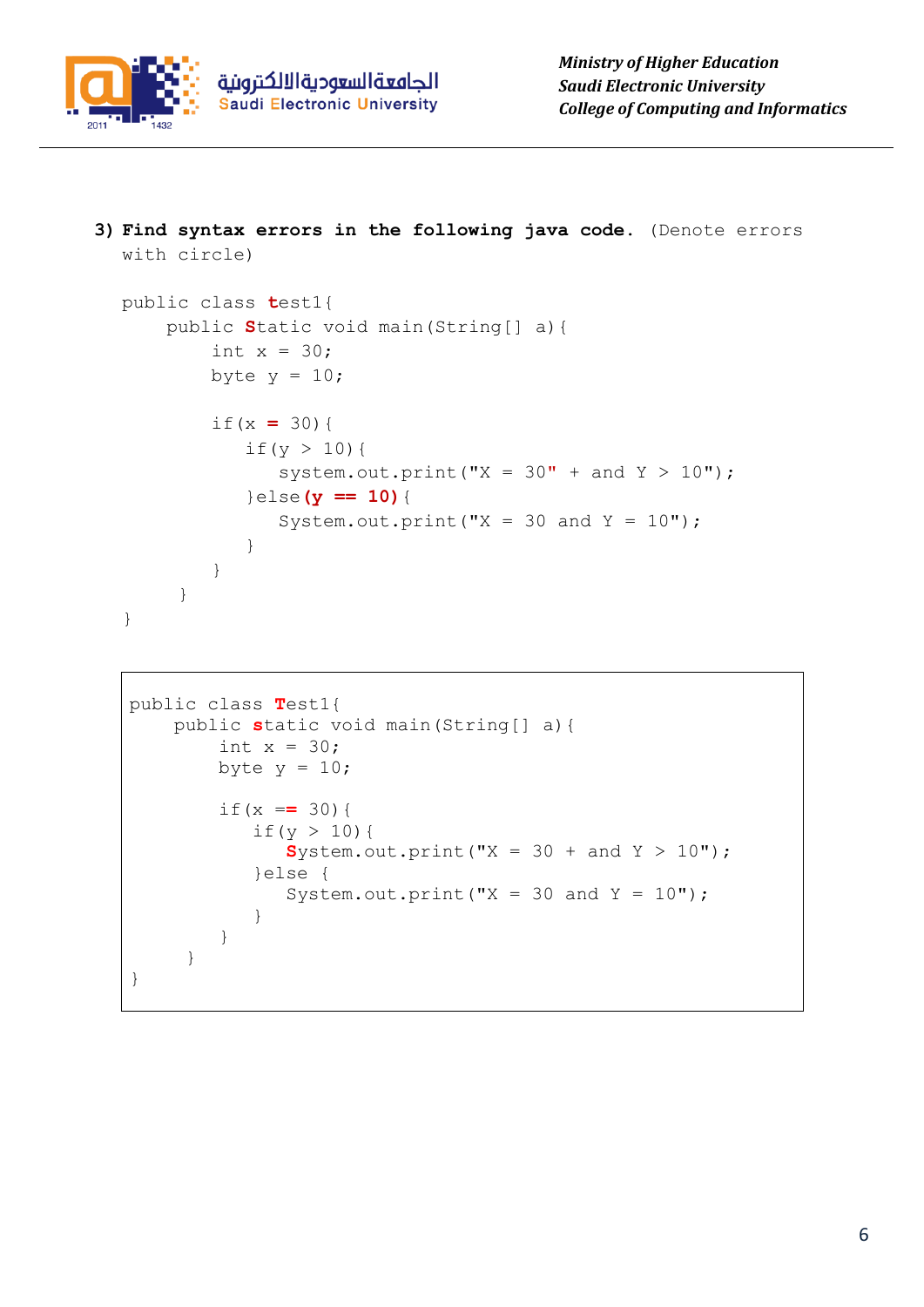**3) Find syntax errors in the following java code.** (Denote errors with circle)

```
public class test1{
    public Static void main(String[] a){
        int x = 30;
        byte y = 10;

        if(x = 30){
           if(y > 10){
              system.out.print("X = 30" + and Y > 10");
           }else(y == 10){
              System.out.print("X = 30 and Y = 10");
           }
        }
     }
}
```

```
public class Test1{
    public static void main(String[] a){
        int x = 30;
        byte y = 10;

        if(x == 30){
           if(y > 10){
              System.out.print("X = 30 + and Y > 10");
           }else {
              System.out.print("X = 30 and Y = 10");
           }
        }
     }
}
```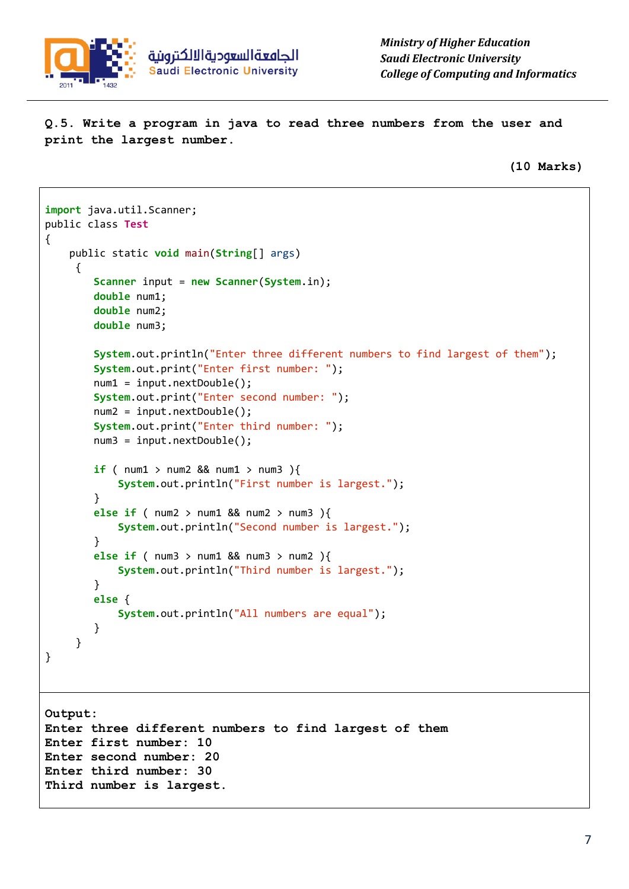Q.5. Write a program in java to read three numbers from the user and print the largest number.

**(10 Marks)**

```java
import java.util.Scanner;
public class Test
{
    public static void main(String[] args)
     {
        Scanner input = new Scanner(System.in);
        double num1;
        double num2;
        double num3;

        System.out.println("Enter three different numbers to find largest of them");
        System.out.print("Enter first number: ");
        num1 = input.nextDouble();
        System.out.print("Enter second number: ");
        num2 = input.nextDouble();
        System.out.print("Enter third number: ");
        num3 = input.nextDouble();

        if ( num1 > num2 && num1 > num3 ){
            System.out.println("First number is largest.");
        }
        else if ( num2 > num1 && num2 > num3 ){
            System.out.println("Second number is largest.");
        }
        else if ( num3 > num1 && num3 > num2 ){
            System.out.println("Third number is largest.");
        }
        else {
            System.out.println("All numbers are equal");
        }
     }
}
```

```
Output:
Enter three different numbers to find largest of them
Enter first number: 10
Enter second number: 20
Enter third number: 30
Third number is largest.
```